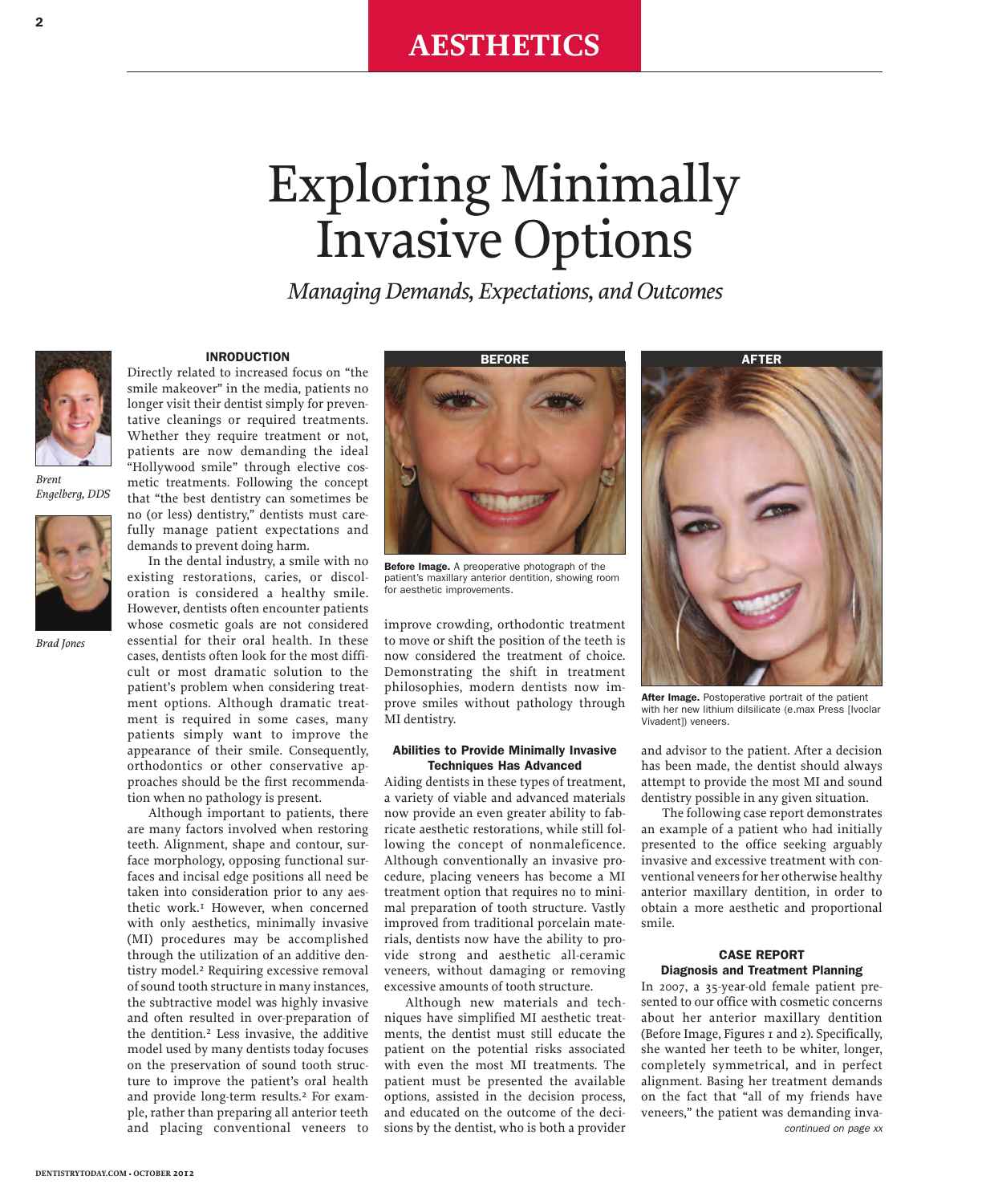AESTHETICS

# Exploring Minimally Invasive Options

*Managing Demands, Expectations, and Outcomes*

*Brent Engelberg, DDS*

*Brad Jones*

## INTRODUCTION

Directly related to increased focus on "the smile makeover" in the media, patients no longer visit their dentist simply for preventative cleanings or required treatments. Whether they require treatment or not, patients are now demanding the ideal "Hollywood smile" through elective cosmetic treatments. Following the concept that "the best dentistry can sometimes be no (or less) dentistry," dentists must carefully manage patient expectations and demands to prevent doing harm.

In the dental industry, a smile with no existing restorations, caries, or discoloration is considered a healthy smile. However, dentists often encounter patients whose cosmetic goals are not considered essential for their oral health. In these cases, dentists often look for the most difficult or most dramatic solution to the patient's problem when considering treatment options. Although dramatic treatment is required in some cases, many patients simply want to improve the appearance of their smile. Consequently, orthodontics or other conservative approaches should be the first recommendation when no pathology is present.

Although important to patients, there are many factors involved when restoring teeth. Alignment, shape and contour, surface morphology, opposing functional surfaces and incisal edge positions all need be taken into consideration prior to any aesthetic work.[1] However, when concerned with only aesthetics, minimally invasive (MI) procedures may be accomplished through the utilization of an additive dentistry model.[2] Requiring excessive removal of sound tooth structure in many instances, the subtractive model was highly invasive and often resulted in over-preparation of the dentition.[2] Less invasive, the additive model used by many dentists today focuses on the preservation of sound tooth structure to improve the patient's oral health and provide long-term results.[2] For example, rather than preparing all anterior teeth and placing conventional veneers to improve crowding, orthodontic treatment to move or shift the position of the teeth is now considered the treatment of choice. Demonstrating the shift in treatment philosophies, modern dentists now improve smiles without pathology through MI dentistry.

**BEFORE**

**Before Image.** A preoperative photograph of the patient's maxillary anterior dentition, showing room for aesthetic improvements.

**AFTER**

**After Image.** Postoperative portrait of the patient with her new lithium dilsilicate (e.max Press [Ivoclar Vivadent]) veneers.

### Abilities to Provide Minimally Invasive Techniques Has Advanced

Aiding dentists in these types of treatment, a variety of viable and advanced materials now provide an even greater ability to fabricate aesthetic restorations, while still following the concept of nonmaleficence. Although conventionally an invasive procedure, placing veneers has become a MI treatment option that requires no to minimal preparation of tooth structure. Vastly improved from traditional porcelain materials, dentists now have the ability to provide strong and aesthetic all-ceramic veneers, without damaging or removing excessive amounts of tooth structure.

Although new materials and techniques have simplified MI aesthetic treatments, the dentist must still educate the patient on the potential risks associated with even the most MI treatments. The patient must be presented the available options, assisted in the decision process, and educated on the outcome of the decisions by the dentist, who is both a provider and advisor to the patient. After a decision has been made, the dentist should always attempt to provide the most MI and sound dentistry possible in any given situation.

The following case report demonstrates an example of a patient who had initially presented to the office seeking arguably invasive and excessive treatment with conventional veneers for her otherwise healthy anterior maxillary dentition, in order to obtain a more aesthetic and proportional smile.

## CASE REPORT

### Diagnosis and Treatment Planning

In 2007, a 35-year-old female patient presented to our office with cosmetic concerns about her anterior maxillary dentition (Before Image, Figures 1 and 2). Specifically, she wanted her teeth to be whiter, longer, completely symmetrical, and in perfect alignment. Basing her treatment demands on the fact that "all of my friends have veneers," the patient was demanding inva-

*continued on page xx*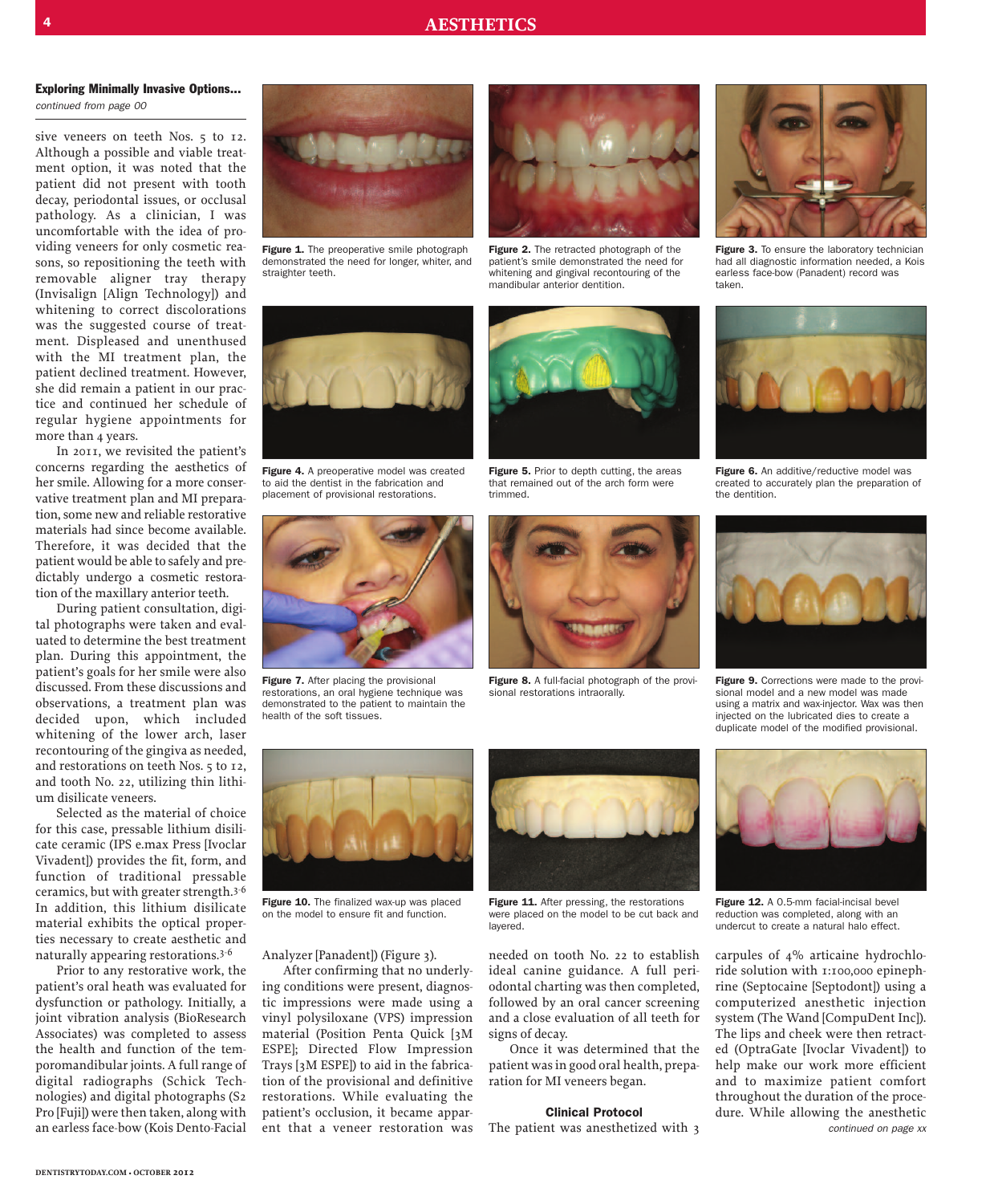**Exploring Minimally Invasive Options...**

*continued from page 00*

sive veneers on teeth Nos. 5 to 12. Although a possible and viable treatment option, it was noted that the patient did not present with tooth decay, periodontal issues, or occlusal pathology. As a clinician, I was uncomfortable with the idea of providing veneers for only cosmetic reasons, so repositioning the teeth with removable aligner tray therapy (Invisalign [Align Technology]) and whitening to correct discolorations was the suggested course of treatment. Displeased and unenthused with the MI treatment plan, the patient declined treatment. However, she did remain a patient in our practice and continued her schedule of regular hygiene appointments for more than 4 years.

In 2011, we revisited the patient's concerns regarding the aesthetics of her smile. Allowing for a more conservative treatment plan and MI preparation, some new and reliable restorative materials had since become available. Therefore, it was decided that the patient would be able to safely and predictably undergo a cosmetic restoration of the maxillary anterior teeth.

During patient consultation, digital photographs were taken and evaluated to determine the best treatment plan. During this appointment, the patient's goals for her smile were also discussed. From these discussions and observations, a treatment plan was decided upon, which included whitening of the lower arch, laser recontouring of the gingiva as needed, and restorations on teeth Nos. 5 to 12, and tooth No. 22, utilizing thin lithium disilicate veneers.

Selected as the material of choice for this case, pressable lithium disilicate ceramic (IPS e.max Press [Ivoclar Vivadent]) provides the fit, form, and function of traditional pressable ceramics, but with greater strength.[3-6] In addition, this lithium disilicate material exhibits the optical properties necessary to create aesthetic and naturally appearing restorations.[3-6]

Prior to any restorative work, the patient's oral heath was evaluated for dysfunction or pathology. Initially, a joint vibration analysis (BioResearch Associates) was completed to assess the health and function of the temporomandibular joints. A full range of digital radiographs (Schick Technologies) and digital photographs (S2 Pro [Fuji]) were then taken, along with an earless face-bow (Kois Dento-Facial Analyzer [Panadent]) (Figure 3).

After confirming that no underlying conditions were present, diagnostic impressions were made using a vinyl polysiloxane (VPS) impression material (Position Penta Quick [3M ESPE]; Directed Flow Impression Trays [3M ESPE]) to aid in the fabrication of the provisional and definitive restorations. While evaluating the patient's occlusion, it became apparent that a veneer restoration was needed on tooth No. 22 to establish ideal canine guidance. A full periodontal charting was then completed, followed by an oral cancer screening and a close evaluation of all teeth for signs of decay.

Once it was determined that the patient was in good oral health, preparation for MI veneers began.

**Clinical Protocol**

The patient was anesthetized with 3 carpules of 4% articaine hydrochloride solution with 1:100,000 epinephrine (Septocaine [Septodont]) using a computerized anesthetic injection system (The Wand [CompuDent Inc]). The lips and cheek were then retracted (OptraGate [Ivoclar Vivadent]) to help make our work more efficient and to maximize patient comfort throughout the duration of the procedure. While allowing the anesthetic

*continued on page xx*

**Figure 1.** The preoperative smile photograph demonstrated the need for longer, whiter, and straighter teeth.

**Figure 2.** The retracted photograph of the patient's smile demonstrated the need for whitening and gingival recontouring of the mandibular anterior dentition.

**Figure 3.** To ensure the laboratory technician had all diagnostic information needed, a Kois earless face-bow (Panadent) record was taken.

**Figure 4.** A preoperative model was created to aid the dentist in the fabrication and placement of provisional restorations.

**Figure 5.** Prior to depth cutting, the areas that remained out of the arch form were trimmed.

**Figure 6.** An additive/reductive model was created to accurately plan the preparation of the dentition.

**Figure 7.** After placing the provisional restorations, an oral hygiene technique was demonstrated to the patient to maintain the health of the soft tissues.

**Figure 8.** A full-facial photograph of the provisional restorations intraorally.

**Figure 9.** Corrections were made to the provisional model and a new model was made using a matrix and wax-injector. Wax was then injected on the lubricated dies to create a duplicate model of the modified provisional.

**Figure 10.** The finalized wax-up was placed on the model to ensure fit and function.

**Figure 11.** After pressing, the restorations were placed on the model to be cut back and layered.

**Figure 12.** A 0.5-mm facial-incisal bevel reduction was completed, along with an undercut to create a natural halo effect.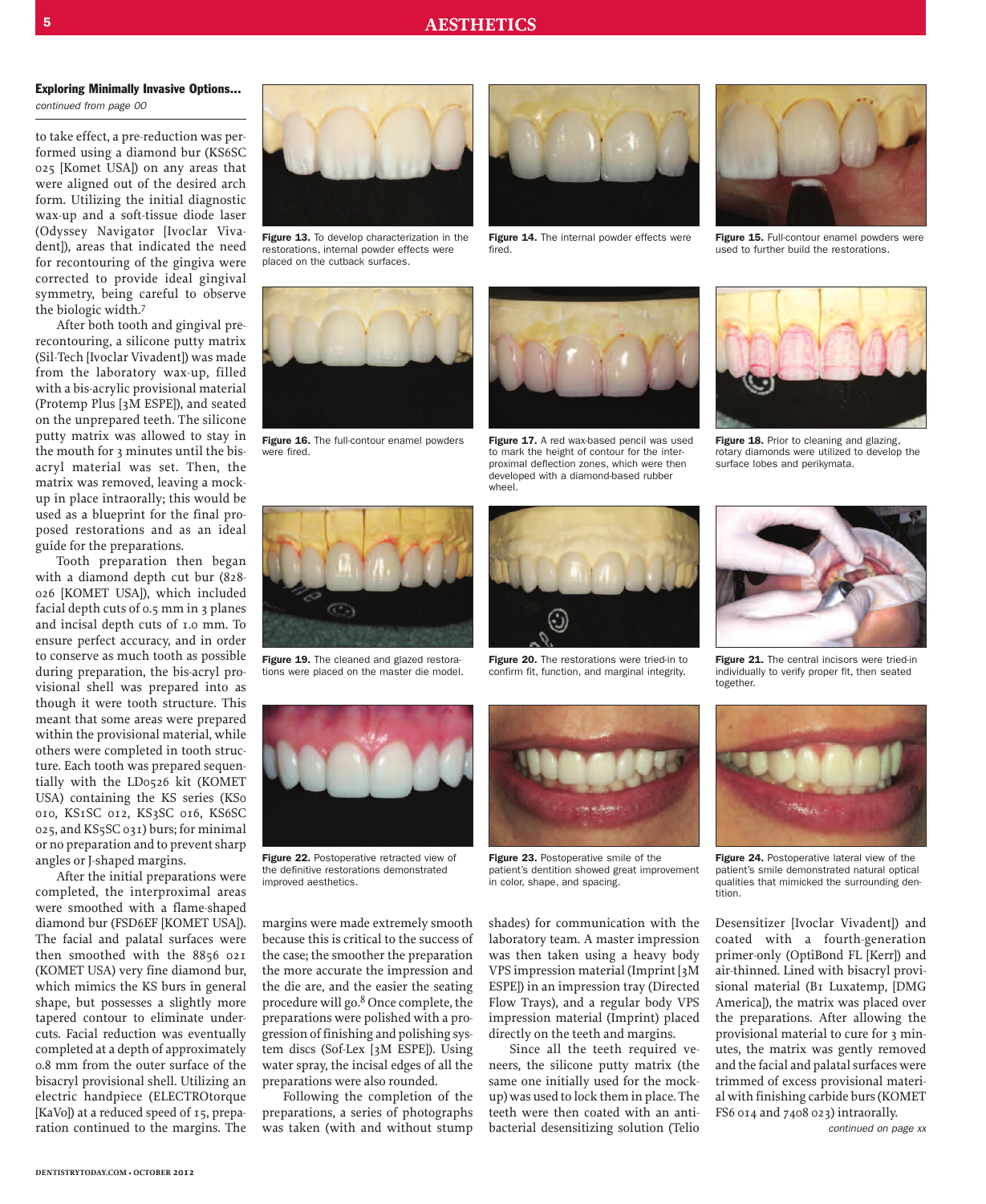**Exploring Minimally Invasive Options...**

*continued from page 00*

to take effect, a pre-reduction was performed using a diamond bur (KS6SC 025 [Komet USA]) on any areas that were aligned out of the desired arch form. Utilizing the initial diagnostic wax-up and a soft-tissue diode laser (Odyssey Navigator [Ivoclar Vivadent]), areas that indicated the need for recontouring of the gingiva were corrected to provide ideal gingival symmetry, being careful to observe the biologic width.[7]

After both tooth and gingival pre-recontouring, a silicone putty matrix (Sil-Tech [Ivoclar Vivadent]) was made from the laboratory wax-up, filled with a bis-acrylic provisional material (Protemp Plus [3M ESPE]), and seated on the unprepared teeth. The silicone putty matrix was allowed to stay in the mouth for 3 minutes until the bis-acryl material was set. Then, the matrix was removed, leaving a mock-up in place intraorally; this would be used as a blueprint for the final proposed restorations and as an ideal guide for the preparations.

Tooth preparation then began with a diamond depth cut bur (828-026 [KOMET USA]), which included facial depth cuts of 0.5 mm in 3 planes and incisal depth cuts of 1.0 mm. To ensure perfect accuracy, and in order to conserve as much tooth as possible during preparation, the bis-acryl provisional shell was prepared into as though it were tooth structure. This meant that some areas were prepared within the provisional material, while others were completed in tooth structure. Each tooth was prepared sequentially with the LD0526 kit (KOMET USA) containing the KS series (KS0 010, KS1SC 012, KS3SC 016, KS6SC 025, and KS5SC 031) burs; for minimal or no preparation and to prevent sharp angles or J-shaped margins.

After the initial preparations were completed, the interproximal areas were smoothed with a flame-shaped diamond bur (FSD6EF [KOMET USA]). The facial and palatal surfaces were then smoothed with the 8856 021 (KOMET USA) very fine diamond bur, which mimics the KS burs in general shape, but possesses a slightly more tapered contour to eliminate undercuts. Facial reduction was eventually completed at a depth of approximately 0.8 mm from the outer surface of the bisacryl provisional shell. Utilizing an electric handpiece (ELECTROtorque [KaVo]) at a reduced speed of 15, preparation continued to the margins. The margins were made extremely smooth because this is critical to the success of the case; the smoother the preparation the more accurate the impression and the die are, and the easier the seating procedure will go.[8] Once complete, the preparations were polished with a progression of finishing and polishing system discs (Sof-Lex [3M ESPE]). Using water spray, the incisal edges of all the preparations were also rounded.

Following the completion of the preparations, a series of photographs was taken (with and without stump shades) for communication with the laboratory team. A master impression was then taken using a heavy body VPS impression material (Imprint [3M ESPE]) in an impression tray (Directed Flow Trays), and a regular body VPS impression material (Imprint) placed directly on the teeth and margins.

Since all the teeth required veneers, the silicone putty matrix (the same one initially used for the mock-up) was used to lock them in place. The teeth were then coated with an antibacterial desensitizing solution (Telio Desensitizer [Ivoclar Vivadent]) and coated with a fourth-generation primer-only (OptiBond FL [Kerr]) and air-thinned. Lined with bisacryl provisional material (B1 Luxatemp, [DMG America]), the matrix was placed over the preparations. After allowing the provisional material to cure for 3 minutes, the matrix was gently removed and the facial and palatal surfaces were trimmed of excess provisional material with finishing carbide burs (KOMET FS6 014 and 7408 023) intraorally.

*continued on page xx*

**Figure 13.** To develop characterization in the restorations, internal powder effects were placed on the cutback surfaces.

**Figure 14.** The internal powder effects were fired.

**Figure 15.** Full-contour enamel powders were used to further build the restorations.

**Figure 16.** The full-contour enamel powders were fired.

**Figure 17.** A red wax-based pencil was used to mark the height of contour for the interproximal deflection zones, which were then developed with a diamond-based rubber wheel.

**Figure 18.** Prior to cleaning and glazing, rotary diamonds were utilized to develop the surface lobes and perikymata.

**Figure 19.** The cleaned and glazed restorations were placed on the master die model.

**Figure 20.** The restorations were tried-in to confirm fit, function, and marginal integrity.

**Figure 21.** The central incisors were tried-in individually to verify proper fit, then seated together.

**Figure 22.** Postoperative retracted view of the definitive restorations demonstrated improved aesthetics.

**Figure 23.** Postoperative smile of the patient's dentition showed great improvement in color, shape, and spacing.

**Figure 24.** Postoperative lateral view of the patient's smile demonstrated natural optical qualities that mimicked the surrounding dentition.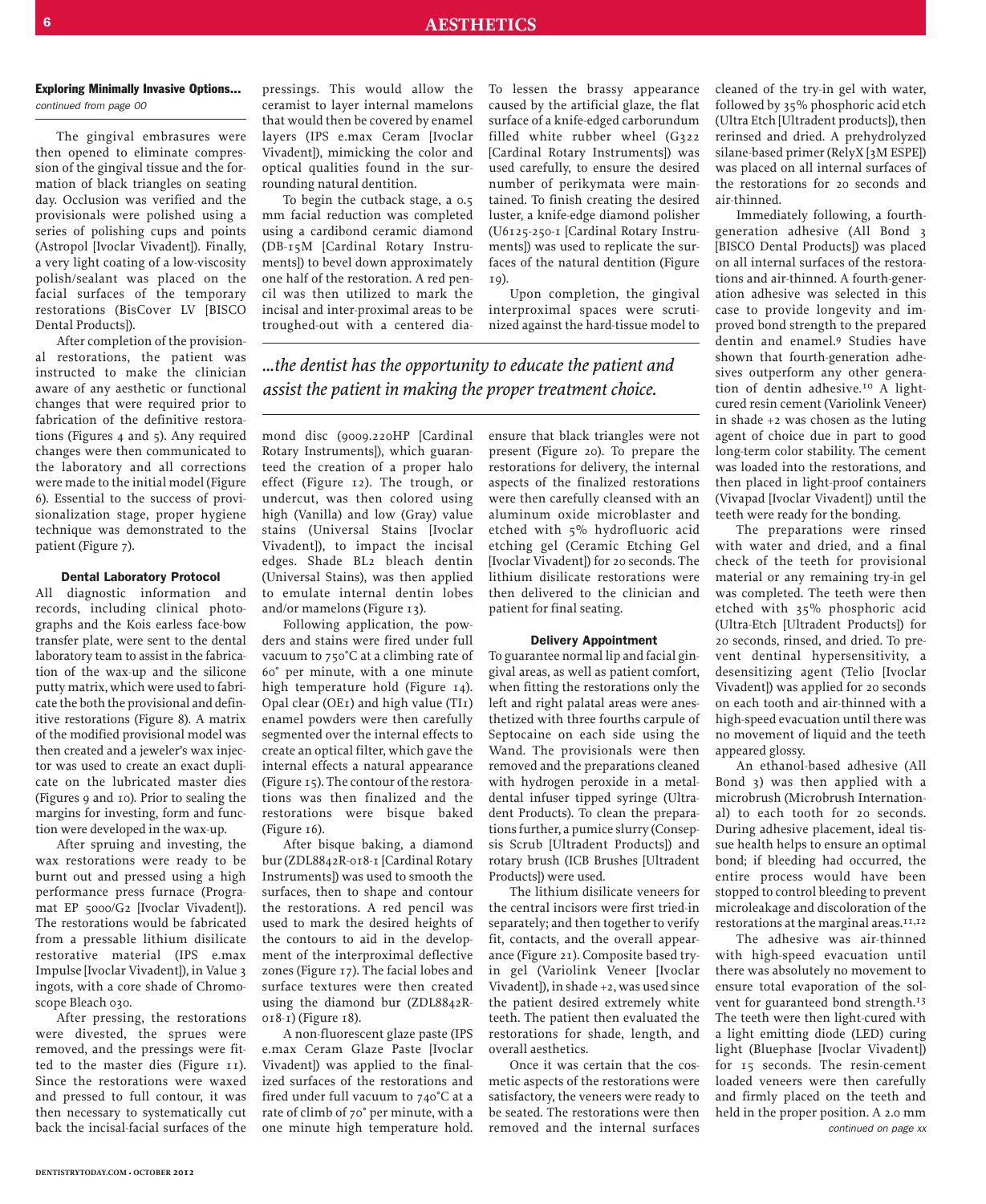### Exploring Minimally Invasive Options...

*continued from page 00*

The gingival embrasures were then opened to eliminate compression of the gingival tissue and the formation of black triangles on seating day. Occlusion was verified and the provisionals were polished using a series of polishing cups and points (Astropol [Ivoclar Vivadent]). Finally, a very light coating of a low-viscosity polish/sealant was placed on the facial surfaces of the temporary restorations (BisCover LV [BISCO Dental Products]).

After completion of the provisional restorations, the patient was instructed to make the clinician aware of any aesthetic or functional changes that were required prior to fabrication of the definitive restorations (Figures 4 and 5). Any required changes were then communicated to the laboratory and all corrections were made to the initial model (Figure 6). Essential to the success of provisionalization stage, proper hygiene technique was demonstrated to the patient (Figure 7).

#### Dental Laboratory Protocol

All diagnostic information and records, including clinical photographs and the Kois earless face-bow transfer plate, were sent to the dental laboratory team to assist in the fabrication of the wax-up and the silicone putty matrix, which were used to fabricate the both the provisional and definitive restorations (Figure 8). A matrix of the modified provisional model was then created and a jeweler's wax injector was used to create an exact duplicate on the lubricated master dies (Figures 9 and 10). Prior to sealing the margins for investing, form and function were developed in the wax-up.

After spruing and investing, the wax restorations were ready to be burnt out and pressed using a high performance press furnace (Programat EP 5000/G2 [Ivoclar Vivadent]). The restorations would be fabricated from a pressable lithium disilicate restorative material (IPS e.max Impulse [Ivoclar Vivadent]), in Value 3 ingots, with a core shade of Chromoscope Bleach 030.

After pressing, the restorations were divested, the sprues were removed, and the pressings were fitted to the master dies (Figure 11). Since the restorations were waxed and pressed to full contour, it was then necessary to systematically cut back the incisal-facial surfaces of the pressings. This would allow the ceramist to layer internal mamelons that would then be covered by enamel layers (IPS e.max Ceram [Ivoclar Vivadent]), mimicking the color and optical qualities found in the surrounding natural dentition.

To begin the cutback stage, a 0.5 mm facial reduction was completed using a cardibond ceramic diamond (DB-15M [Cardinal Rotary Instruments]) to bevel down approximately one half of the restoration. A red pencil was then utilized to mark the incisal and inter-proximal areas to be troughed-out with a centered diamond disc (9009.220HP [Cardinal Rotary Instruments]), which guaranteed the creation of a proper halo effect (Figure 12). The trough, or undercut, was then colored using high (Vanilla) and low (Gray) value stains (Universal Stains [Ivoclar Vivadent]), to impact the incisal edges. Shade BL2 bleach dentin (Universal Stains), was then applied to emulate internal dentin lobes and/or mamelons (Figure 13).

Following application, the powders and stains were fired under full vacuum to 750°C at a climbing rate of 60° per minute, with a one minute high temperature hold (Figure 14). Opal clear (OE1) and high value (TI1) enamel powders were then carefully segmented over the internal effects to create an optical filter, which gave the internal effects a natural appearance (Figure 15). The contour of the restorations was then finalized and the restorations were bisque baked (Figure 16).

After bisque baking, a diamond bur (ZDL8842R-018-1 [Cardinal Rotary Instruments]) was used to smooth the surfaces, then to shape and contour the restorations. A red pencil was used to mark the desired heights of the contours to aid in the development of the interproximal deflective zones (Figure 17). The facial lobes and surface textures were then created using the diamond bur (ZDL8842R-018-1) (Figure 18).

A non-fluorescent glaze paste (IPS e.max Ceram Glaze Paste [Ivoclar Vivadent]) was applied to the finalized surfaces of the restorations and fired under full vacuum to 740°C at a rate of climb of 70° per minute, with a one minute high temperature hold. To lessen the brassy appearance caused by the artificial glaze, the flat surface of a knife-edged carborundum filled white rubber wheel (G322 [Cardinal Rotary Instruments]) was used carefully, to ensure the desired number of perikymata were maintained. To finish creating the desired luster, a knife-edge diamond polisher (U6125-250-1 [Cardinal Rotary Instruments]) was used to replicate the surfaces of the natural dentition (Figure 19).

Upon completion, the gingival interproximal spaces were scrutinized against the hard-tissue model to ensure that black triangles were not present (Figure 20). To prepare the restorations for delivery, the internal aspects of the finalized restorations were then carefully cleansed with an aluminum oxide microblaster and etched with 5% hydrofluoric acid etching gel (Ceramic Etching Gel [Ivoclar Vivadent]) for 20 seconds. The lithium disilicate restorations were then delivered to the clinician and patient for final seating.

> *...the dentist has the opportunity to educate the patient and assist the patient in making the proper treatment choice.*

#### Delivery Appointment

To guarantee normal lip and facial gingival areas, as well as patient comfort, when fitting the restorations only the left and right palatal areas were anesthetized with three fourths carpule of Septocaine on each side using the Wand. The provisionals were then removed and the preparations cleaned with hydrogen peroxide in a metal-dental infuser tipped syringe (Ultradent Products). To clean the preparations further, a pumice slurry (Consepsis Scrub [Ultradent Products]) and rotary brush (ICB Brushes [Ultradent Products]) were used.

The lithium disilicate veneers for the central incisors were first tried-in separately; and then together to verify fit, contacts, and the overall appearance (Figure 21). Composite based try-in gel (Variolink Veneer [Ivoclar Vivadent]), in shade +2, was used since the patient desired extremely white teeth. The patient then evaluated the restorations for shade, length, and overall aesthetics.

Once it was certain that the cosmetic aspects of the restorations were satisfactory, the veneers were ready to be seated. The restorations were then removed and the internal surfaces cleaned of the try-in gel with water, followed by 35% phosphoric acid etch (Ultra Etch [Ultradent products]), then rerinsed and dried. A prehydrolyzed silane-based primer (RelyX [3M ESPE]) was placed on all internal surfaces of the restorations for 20 seconds and air-thinned.

Immediately following, a fourth-generation adhesive (All Bond 3 [BISCO Dental Products]) was placed on all internal surfaces of the restorations and air-thinned. A fourth-generation adhesive was selected in this case to provide longevity and improved bond strength to the prepared dentin and enamel.[9] Studies have shown that fourth-generation adhesives outperform any other generation of dentin adhesive.[10] A light-cured resin cement (Variolink Veneer) in shade +2 was chosen as the luting agent of choice due in part to good long-term color stability. The cement was loaded into the restorations, and then placed in light-proof containers (Vivapad [Ivoclar Vivadent]) until the teeth were ready for the bonding.

The preparations were rinsed with water and dried, and a final check of the teeth for provisional material or any remaining try-in gel was completed. The teeth were then etched with 35% phosphoric acid (Ultra-Etch [Ultradent Products]) for 20 seconds, rinsed, and dried. To prevent dentinal hypersensitivity, a desensitizing agent (Telio [Ivoclar Vivadent]) was applied for 20 seconds on each tooth and air-thinned with a high-speed evacuation until there was no movement of liquid and the teeth appeared glossy.

An ethanol-based adhesive (All Bond 3) was then applied with a microbrush (Microbrush International) to each tooth for 20 seconds. During adhesive placement, ideal tissue health helps to ensure an optimal bond; if bleeding had occurred, the entire process would have been stopped to control bleeding to prevent microleakage and discoloration of the restorations at the marginal areas.[11,12]

The adhesive was air-thinned with high-speed evacuation until there was absolutely no movement to ensure total evaporation of the solvent for guaranteed bond strength.[13] The teeth were then light-cured with a light emitting diode (LED) curing light (Bluephase [Ivoclar Vivadent]) for 15 seconds. The resin-cement loaded veneers were then carefully and firmly placed on the teeth and held in the proper position. A 2.0 mm

*continued on page xx*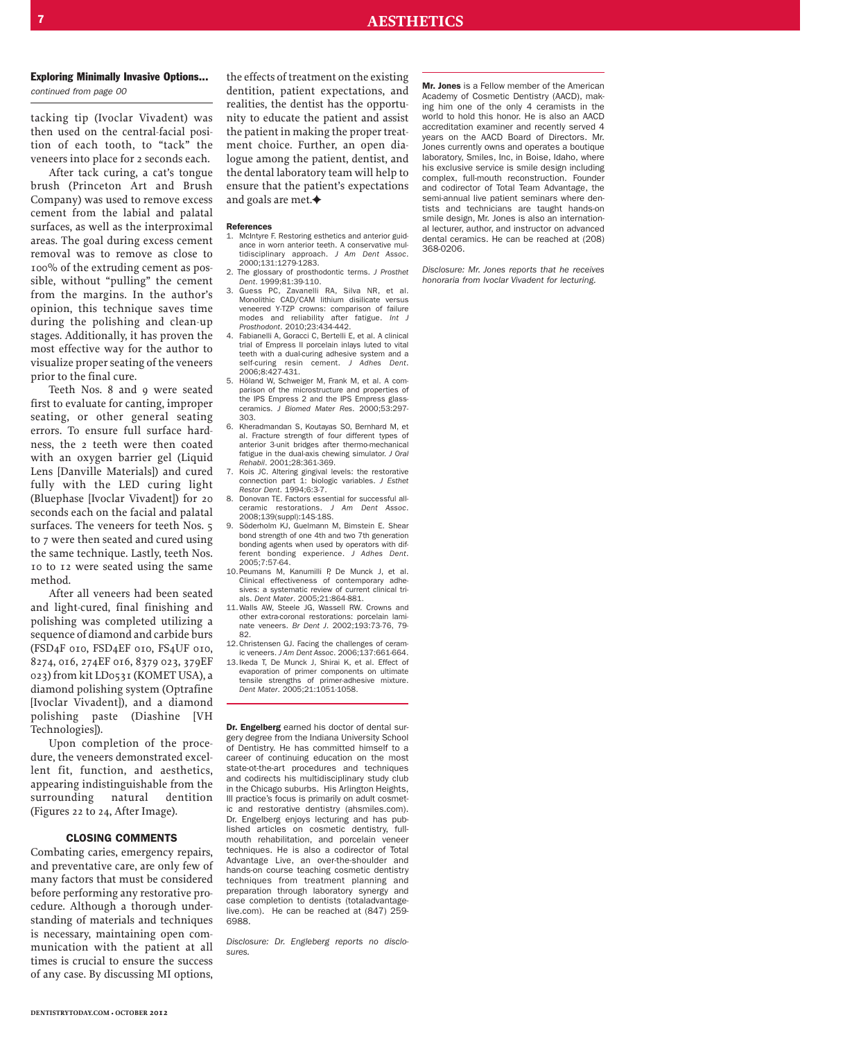### Exploring Minimally Invasive Options...

*continued from page 00*

tacking tip (Ivoclar Vivadent) was then used on the central-facial position of each tooth, to "tack" the veneers into place for 2 seconds each.

After tack curing, a cat's tongue brush (Princeton Art and Brush Company) was used to remove excess cement from the labial and palatal surfaces, as well as the interproximal areas. The goal during excess cement removal was to remove as close to 100% of the extruding cement as possible, without "pulling" the cement from the margins. In the author's opinion, this technique saves time during the polishing and clean-up stages. Additionally, it has proven the most effective way for the author to visualize proper seating of the veneers prior to the final cure.

Teeth Nos. 8 and 9 were seated first to evaluate for canting, improper seating, or other general seating errors. To ensure full surface hardness, the 2 teeth were then coated with an oxygen barrier gel (Liquid Lens [Danville Materials]) and cured fully with the LED curing light (Bluephase [Ivoclar Vivadent]) for 20 seconds each on the facial and palatal surfaces. The veneers for teeth Nos. 5 to 7 were then seated and cured using the same technique. Lastly, teeth Nos. 10 to 12 were seated using the same method.

After all veneers had been seated and light-cured, final finishing and polishing was completed utilizing a sequence of diamond and carbide burs (FSD4F 010, FSD4EF 010, FS4UF 010, 8274, 016, 274EF 016, 8379 023, 379EF 023) from kit LD0531 (KOMET USA), a diamond polishing system (Optrafine [Ivoclar Vivadent]), and a diamond polishing paste (Diashine [VH Technologies]).

Upon completion of the procedure, the veneers demonstrated excellent fit, function, and aesthetics, appearing indistinguishable from the surrounding natural dentition (Figures 22 to 24, After Image).

## CLOSING COMMENTS

Combating caries, emergency repairs, and preventative care, are only few of many factors that must be considered before performing any restorative procedure. Although a thorough understanding of materials and techniques is necessary, maintaining open communication with the patient at all times is crucial to ensure the success of any case. By discussing MI options, the effects of treatment on the existing dentition, patient expectations, and realities, the dentist has the opportunity to educate the patient and assist the patient in making the proper treatment choice. Further, an open dialogue among the patient, dentist, and the dental laboratory team will help to ensure that the patient's expectations and goals are met.✦

### References

1. McIntyre F. Restoring esthetics and anterior guidance in worn anterior teeth. A conservative multidisciplinary approach. *J Am Dent Assoc*. 2000;131:1279-1283.
2. The glossary of prosthodontic terms. *J Prosthet Dent*. 1999;81:39-110.
3. Guess PC, Zavanelli RA, Silva NR, et al. Monolithic CAD/CAM lithium disilicate versus veneered Y-TZP crowns: comparison of failure modes and reliability after fatigue. *Int J Prosthodont*. 2010;23:434-442.
4. Fabianelli A, Goracci C, Bertelli E, et al. A clinical trial of Empress II porcelain inlays luted to vital teeth with a dual-curing adhesive system and a self-curing resin cement. *J Adhes Dent*. 2006;8:427-431.
5. Höland W, Schweiger M, Frank M, et al. A comparison of the microstructure and properties of the IPS Empress 2 and the IPS Empress glass-ceramics. *J Biomed Mater Res*. 2000;53:297-303.
6. Kheradmandan S, Koutayas SO, Bernhard M, et al. Fracture strength of four different types of anterior 3-unit bridges after thermo-mechanical fatigue in the dual-axis chewing simulator. *J Oral Rehabil*. 2001;28:361-369.
7. Kois JC. Altering gingival levels: the restorative connection part 1: biologic variables. *J Esthet Restor Dent*. 1994;6:3-7.
8. Donovan TE. Factors essential for successful all-ceramic restorations. *J Am Dent Assoc*. 2008;139(suppl):14S-18S.
9. Söderholm KJ, Guelmann M, Bimstein E. Shear bond strength of one 4th and two 7th generation bonding agents when used by operators with different bonding experience. *J Adhes Dent*. 2005;7:57-64.
10. Peumans M, Kanumilli P, De Munck J, et al. Clinical effectiveness of contemporary adhesives: a systematic review of current clinical trials. *Dent Mater*. 2005;21:864-881.
11. Walls AW, Steele JG, Wassell RW. Crowns and other extra-coronal restorations: porcelain laminate veneers. *Br Dent J*. 2002;193:73-76, 79-82.
12. Christensen GJ. Facing the challenges of ceramic veneers. *J Am Dent Assoc*. 2006;137:661-664.
13. Ikeda T, De Munck J, Shirai K, et al. Effect of evaporation of primer components on ultimate tensile strengths of primer-adhesive mixture. *Dent Mater*. 2005;21:1051-1058.

---

**Dr. Engelberg** earned his doctor of dental surgery degree from the Indiana University School of Dentistry. He has committed himself to a career of continuing education on the most state-ot-the-art procedures and techniques and codirects his multidisciplinary study club in the Chicago suburbs. His Arlington Heights, Ill practice's focus is primarily on adult cosmetic and restorative dentistry (ahsmiles.com). Dr. Engelberg enjoys lecturing and has published articles on cosmetic dentistry, full-mouth rehabilitation, and porcelain veneer techniques. He is also a codirector of Total Advantage Live, an over-the-shoulder and hands-on course teaching cosmetic dentistry techniques from treatment planning and preparation through laboratory synergy and case completion to dentists (totaladvantagelive.com). He can be reached at (847) 259-6988.

*Disclosure: Dr. Engleberg reports no disclosures.*

---

**Mr. Jones** is a Fellow member of the American Academy of Cosmetic Dentistry (AACD), making him one of the only 4 ceramists in the world to hold this honor. He is also an AACD accreditation examiner and recently served 4 years on the AACD Board of Directors. Mr. Jones currently owns and operates a boutique laboratory, Smiles, Inc, in Boise, Idaho, where his exclusive service is smile design including complex, full-mouth reconstruction. Founder and codirector of Total Team Advantage, the semi-annual live patient seminars where dentists and technicians are taught hands-on smile design, Mr. Jones is also an international lecturer, author, and instructor on advanced dental ceramics. He can be reached at (208) 368-0206.

*Disclosure: Mr. Jones reports that he receives honoraria from Ivoclar Vivadent for lecturing.*